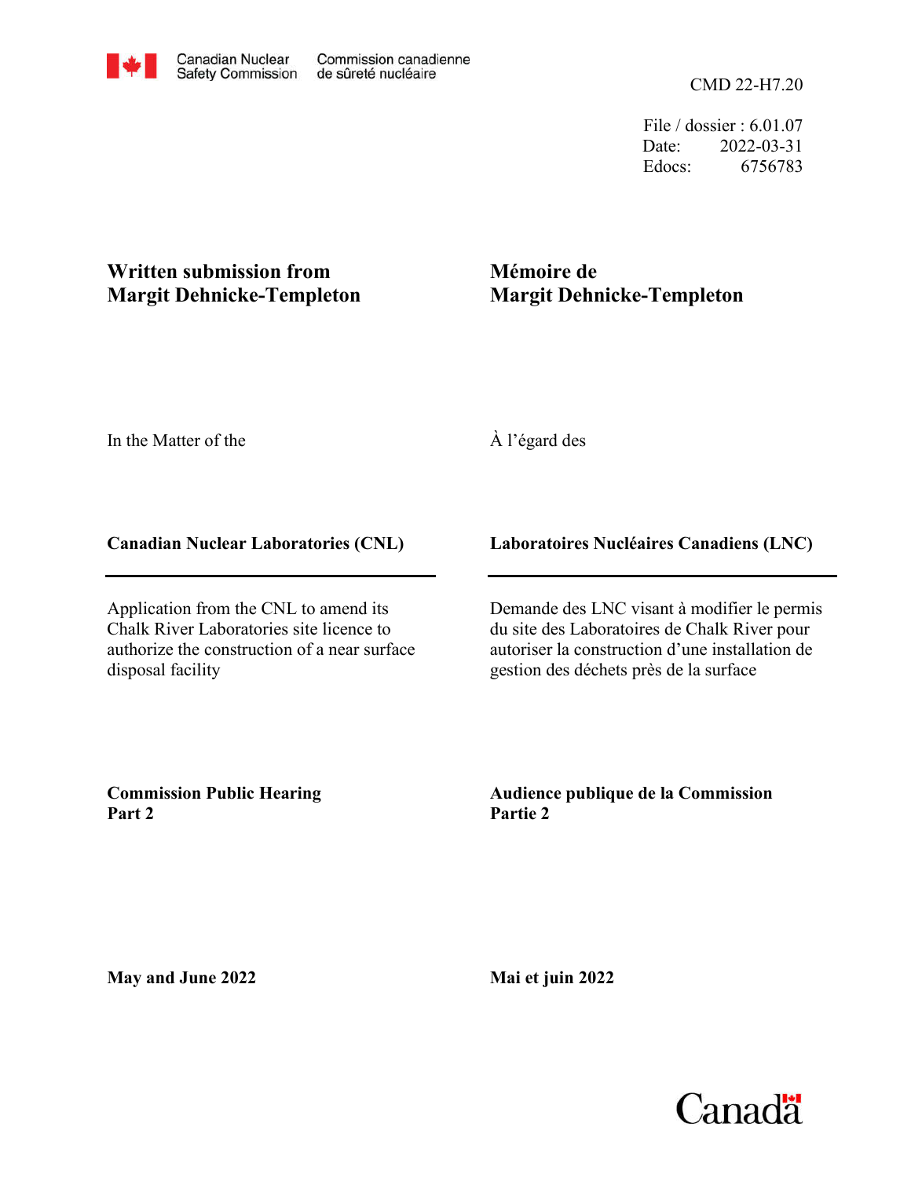Canadian Nuclear Safety Commission | Commission canadienne de sûreté nucléaire

CMD 22-H7.20

File / dossier : 6.01.07
Date: 2022-03-31
Edocs: 6756783

**Written submission from Margit Dehnicke-Templeton**

**Mémoire de Margit Dehnicke-Templeton**

In the Matter of the

À l'égard des

**Canadian Nuclear Laboratories (CNL)**

**Laboratoires Nucléaires Canadiens (LNC)**

Application from the CNL to amend its Chalk River Laboratories site licence to authorize the construction of a near surface disposal facility

Demande des LNC visant à modifier le permis du site des Laboratoires de Chalk River pour autoriser la construction d'une installation de gestion des déchets près de la surface

**Commission Public Hearing Part 2**

**Audience publique de la Commission Partie 2**

**May and June 2022**

**Mai et juin 2022**

Canada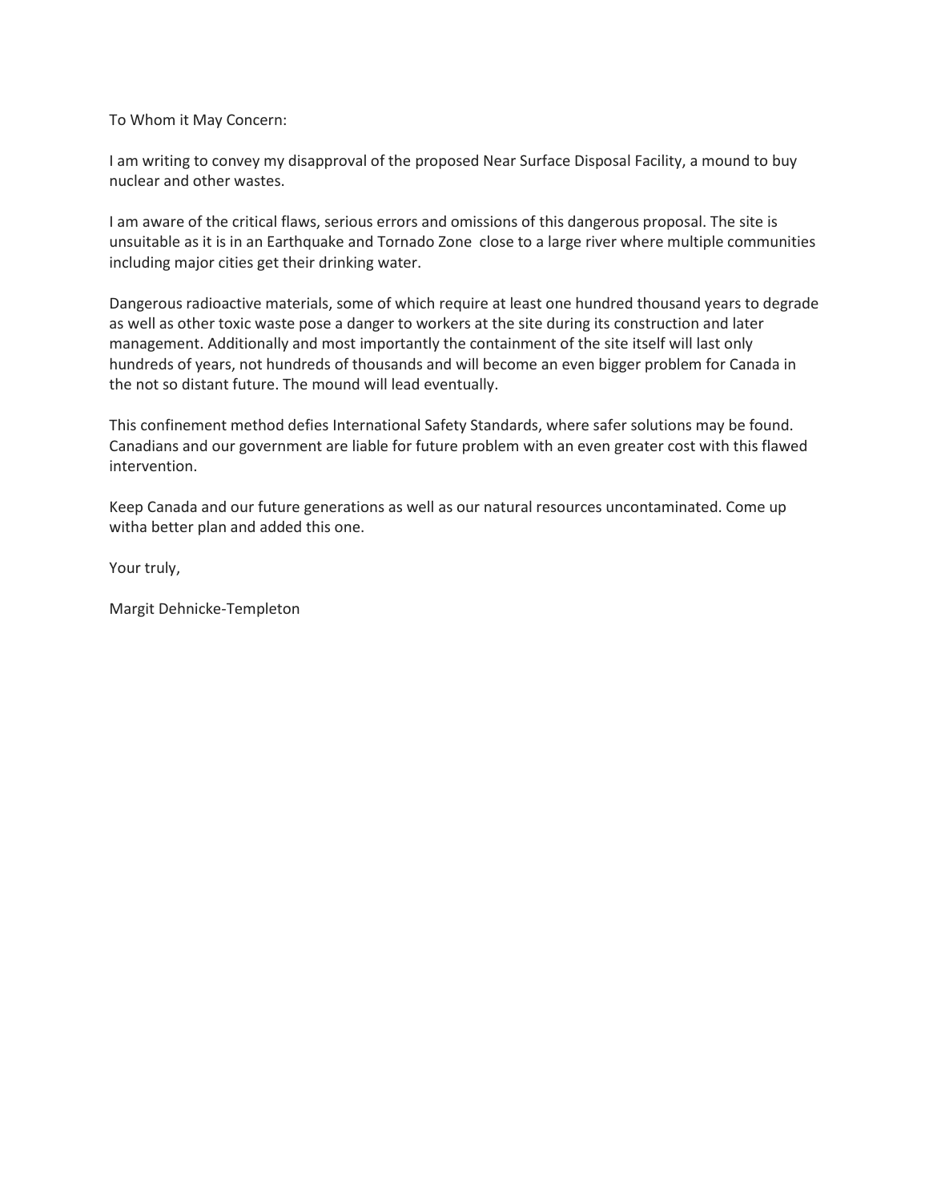To Whom it May Concern:

I am writing to convey my disapproval of the proposed Near Surface Disposal Facility, a mound to buy nuclear and other wastes.

I am aware of the critical flaws, serious errors and omissions of this dangerous proposal. The site is unsuitable as it is in an Earthquake and Tornado Zone close to a large river where multiple communities including major cities get their drinking water.

Dangerous radioactive materials, some of which require at least one hundred thousand years to degrade as well as other toxic waste pose a danger to workers at the site during its construction and later management. Additionally and most importantly the containment of the site itself will last only hundreds of years, not hundreds of thousands and will become an even bigger problem for Canada in the not so distant future. The mound will lead eventually.

This confinement method defies International Safety Standards, where safer solutions may be found. Canadians and our government are liable for future problem with an even greater cost with this flawed intervention.

Keep Canada and our future generations as well as our natural resources uncontaminated. Come up witha better plan and added this one.

Your truly,

Margit Dehnicke-Templeton